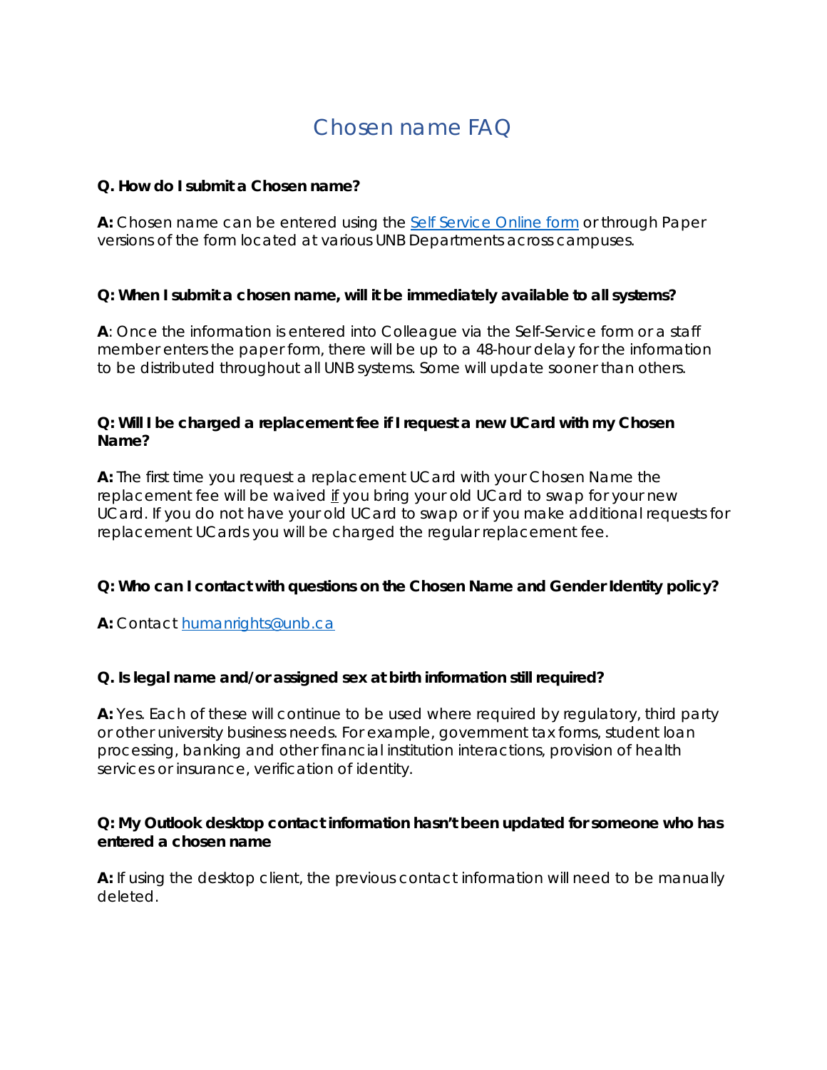# Chosen name FAQ

**Q. How do I submit a Chosen name?**

**A:** Chosen name can be entered using the [Self Service Online form]() or through Paper versions of the form located at various UNB Departments across campuses.

**Q: When I submit a chosen name, will it be immediately available to all systems?**

**A**: Once the information is entered into Colleague via the Self-Service form or a staff member enters the paper form, there will be up to a 48-hour delay for the information to be distributed throughout all UNB systems. Some will update sooner than others.

**Q: Will I be charged a replacement fee if I request a new UCard with my Chosen Name?**

**A:** The first time you request a replacement UCard with your Chosen Name the replacement fee will be waived <u>if</u> you bring your old UCard to swap for your new UCard. If you do not have your old UCard to swap or if you make additional requests for replacement UCards you will be charged the regular replacement fee.

**Q: Who can I contact with questions on the Chosen Name and Gender Identity policy?**

**A:** Contact [humanrights@unb.ca](mailto:humanrights@unb.ca)

**Q. Is legal name and/or assigned sex at birth information still required?**

**A:** Yes. Each of these will continue to be used where required by regulatory, third party or other university business needs. For example, government tax forms, student loan processing, banking and other financial institution interactions, provision of health services or insurance, verification of identity.

**Q: My Outlook desktop contact information hasn't been updated for someone who has entered a chosen name**

**A:** If using the desktop client, the previous contact information will need to be manually deleted.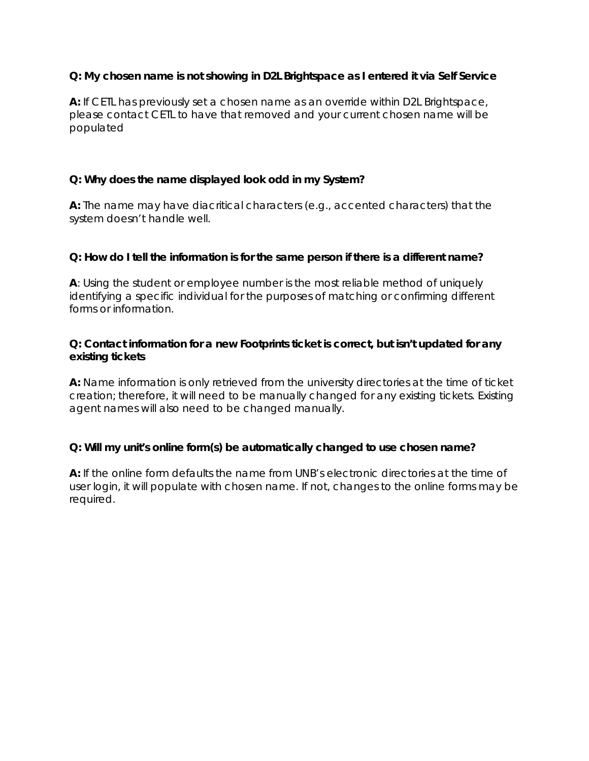**Q: My chosen name is not showing in D2L Brightspace as I entered it via Self Service**

**A:** If CETL has previously set a chosen name as an override within D2L Brightspace, please contact CETL to have that removed and your current chosen name will be populated

**Q: Why does the name displayed look odd in my System?**

**A:** The name may have diacritical characters (e.g., accented characters) that the system doesn't handle well.

**Q: How do I tell the information is for the same person if there is a different name?**

**A**: Using the student or employee number is the most reliable method of uniquely identifying a specific individual for the purposes of matching or confirming different forms or information.

**Q: Contact information for a new Footprints ticket is correct, but isn't updated for any existing tickets**

**A:** Name information is only retrieved from the university directories at the time of ticket creation; therefore, it will need to be manually changed for any existing tickets. Existing agent names will also need to be changed manually.

**Q: Will my unit's online form(s) be automatically changed to use chosen name?**

**A:** If the online form defaults the name from UNB's electronic directories at the time of user login, it will populate with chosen name. If not, changes to the online forms may be required.